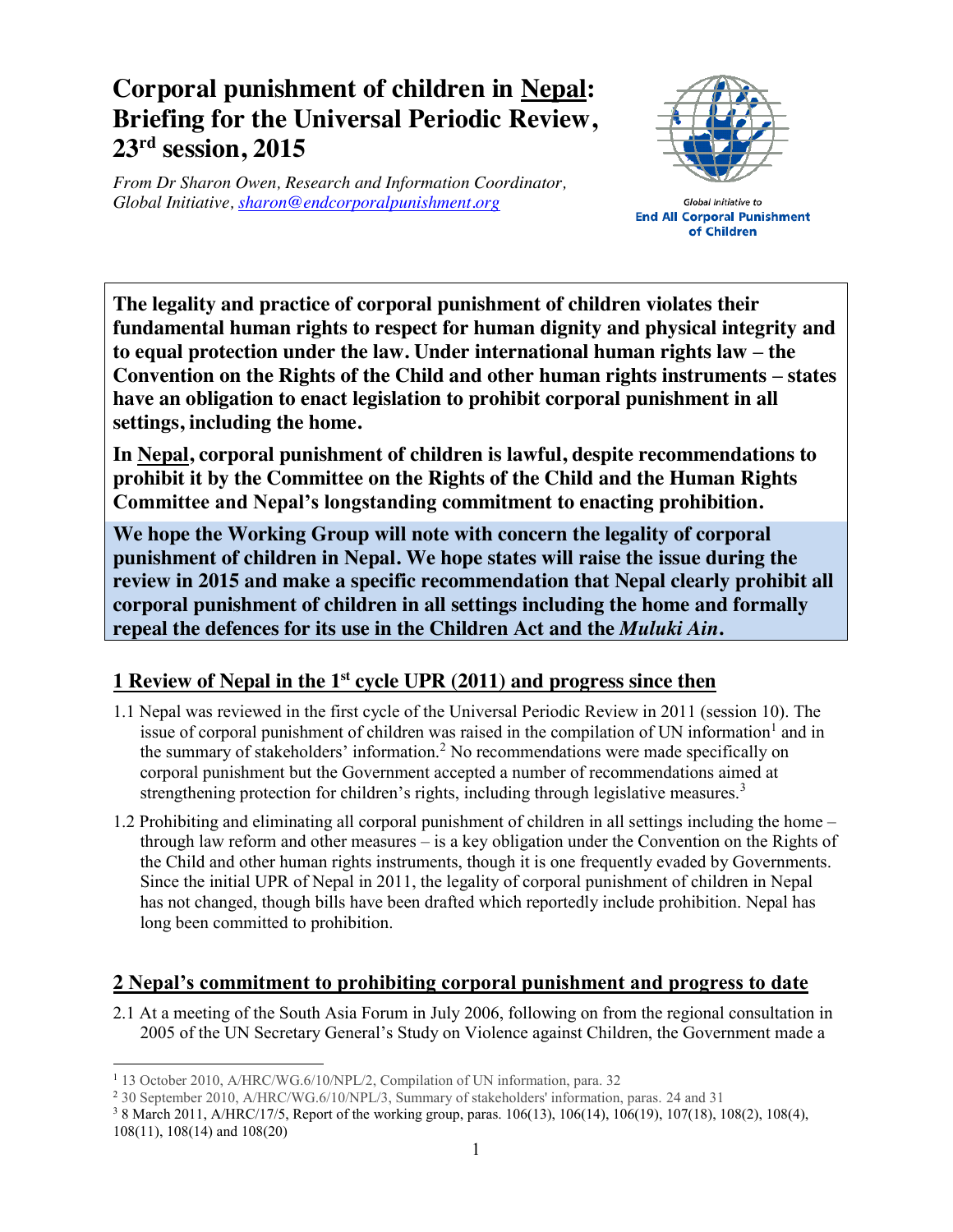# Corporal punishment of children in <u>Nepal</u>: Briefing for the Universal Periodic Review, 23rd session, 2015

*From Dr Sharon Owen, Research and Information Coordinator, Global Initiative, sharon@endcorporalpunishment.org*

Global Initiative to **End All Corporal Punishment of Children**

**The legality and practice of corporal punishment of children violates their fundamental human rights to respect for human dignity and physical integrity and to equal protection under the law. Under international human rights law – the Convention on the Rights of the Child and other human rights instruments – states have an obligation to enact legislation to prohibit corporal punishment in all settings, including the home.**

**In <u>Nepal</u>, corporal punishment of children is lawful, despite recommendations to prohibit it by the Committee on the Rights of the Child and the Human Rights Committee and Nepal's longstanding commitment to enacting prohibition.**

**We hope the Working Group will note with concern the legality of corporal punishment of children in Nepal. We hope states will raise the issue during the review in 2015 and make a specific recommendation that Nepal clearly prohibit all corporal punishment of children in all settings including the home and formally repeal the defences for its use in the Children Act and the *Muluki Ain*.**

## 1 Review of Nepal in the 1st cycle UPR (2011) and progress since then

1.1 Nepal was reviewed in the first cycle of the Universal Periodic Review in 2011 (session 10). The issue of corporal punishment of children was raised in the compilation of UN information[1] and in the summary of stakeholders' information.[2] No recommendations were made specifically on corporal punishment but the Government accepted a number of recommendations aimed at strengthening protection for children's rights, including through legislative measures.[3]

1.2 Prohibiting and eliminating all corporal punishment of children in all settings including the home – through law reform and other measures – is a key obligation under the Convention on the Rights of the Child and other human rights instruments, though it is one frequently evaded by Governments. Since the initial UPR of Nepal in 2011, the legality of corporal punishment of children in Nepal has not changed, though bills have been drafted which reportedly include prohibition. Nepal has long been committed to prohibition.

## 2 Nepal's commitment to prohibiting corporal punishment and progress to date

2.1 At a meeting of the South Asia Forum in July 2006, following on from the regional consultation in 2005 of the UN Secretary General's Study on Violence against Children, the Government made a

---

[1] 13 October 2010, A/HRC/WG.6/10/NPL/2, Compilation of UN information, para. 32

[2] 30 September 2010, A/HRC/WG.6/10/NPL/3, Summary of stakeholders' information, paras. 24 and 31

[3] 8 March 2011, A/HRC/17/5, Report of the working group, paras. 106(13), 106(14), 106(19), 107(18), 108(2), 108(4), 108(11), 108(14) and 108(20)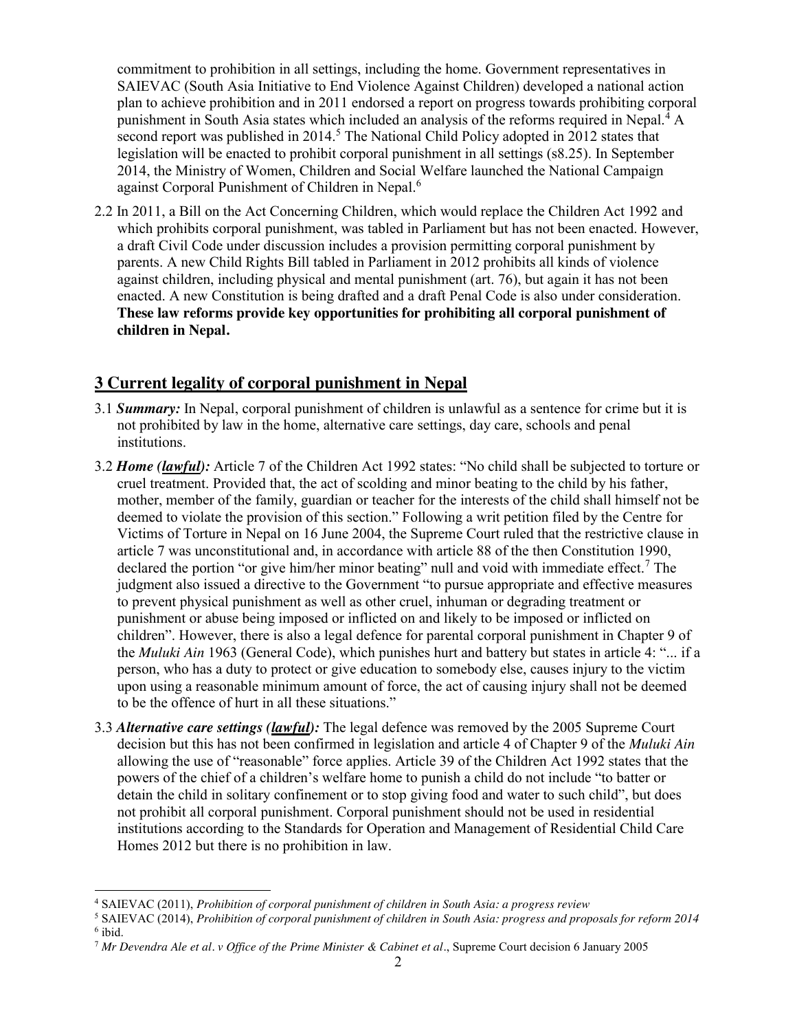commitment to prohibition in all settings, including the home. Government representatives in SAIEVAC (South Asia Initiative to End Violence Against Children) developed a national action plan to achieve prohibition and in 2011 endorsed a report on progress towards prohibiting corporal punishment in South Asia states which included an analysis of the reforms required in Nepal.[4] A second report was published in 2014.[5] The National Child Policy adopted in 2012 states that legislation will be enacted to prohibit corporal punishment in all settings (s8.25). In September 2014, the Ministry of Women, Children and Social Welfare launched the National Campaign against Corporal Punishment of Children in Nepal.[6]

2.2 In 2011, a Bill on the Act Concerning Children, which would replace the Children Act 1992 and which prohibits corporal punishment, was tabled in Parliament but has not been enacted. However, a draft Civil Code under discussion includes a provision permitting corporal punishment by parents. A new Child Rights Bill tabled in Parliament in 2012 prohibits all kinds of violence against children, including physical and mental punishment (art. 76), but again it has not been enacted. A new Constitution is being drafted and a draft Penal Code is also under consideration. **These law reforms provide key opportunities for prohibiting all corporal punishment of children in Nepal.**

## 3 Current legality of corporal punishment in Nepal

3.1 ***Summary:*** In Nepal, corporal punishment of children is unlawful as a sentence for crime but it is not prohibited by law in the home, alternative care settings, day care, schools and penal institutions.

3.2 ***Home (lawful):*** Article 7 of the Children Act 1992 states: "No child shall be subjected to torture or cruel treatment. Provided that, the act of scolding and minor beating to the child by his father, mother, member of the family, guardian or teacher for the interests of the child shall himself not be deemed to violate the provision of this section." Following a writ petition filed by the Centre for Victims of Torture in Nepal on 16 June 2004, the Supreme Court ruled that the restrictive clause in article 7 was unconstitutional and, in accordance with article 88 of the then Constitution 1990, declared the portion "or give him/her minor beating" null and void with immediate effect.[7] The judgment also issued a directive to the Government "to pursue appropriate and effective measures to prevent physical punishment as well as other cruel, inhuman or degrading treatment or punishment or abuse being imposed or inflicted on and likely to be imposed or inflicted on children". However, there is also a legal defence for parental corporal punishment in Chapter 9 of the *Muluki Ain* 1963 (General Code), which punishes hurt and battery but states in article 4: "... if a person, who has a duty to protect or give education to somebody else, causes injury to the victim upon using a reasonable minimum amount of force, the act of causing injury shall not be deemed to be the offence of hurt in all these situations."

3.3 ***Alternative care settings (lawful):*** The legal defence was removed by the 2005 Supreme Court decision but this has not been confirmed in legislation and article 4 of Chapter 9 of the *Muluki Ain* allowing the use of "reasonable" force applies. Article 39 of the Children Act 1992 states that the powers of the chief of a children's welfare home to punish a child do not include "to batter or detain the child in solitary confinement or to stop giving food and water to such child", but does not prohibit all corporal punishment. Corporal punishment should not be used in residential institutions according to the Standards for Operation and Management of Residential Child Care Homes 2012 but there is no prohibition in law.

---

[4] SAIEVAC (2011), *Prohibition of corporal punishment of children in South Asia: a progress review*

[5] SAIEVAC (2014), *Prohibition of corporal punishment of children in South Asia: progress and proposals for reform 2014*

[6] ibid.

[7] *Mr Devendra Ale et al. v Office of the Prime Minister & Cabinet et al.*, Supreme Court decision 6 January 2005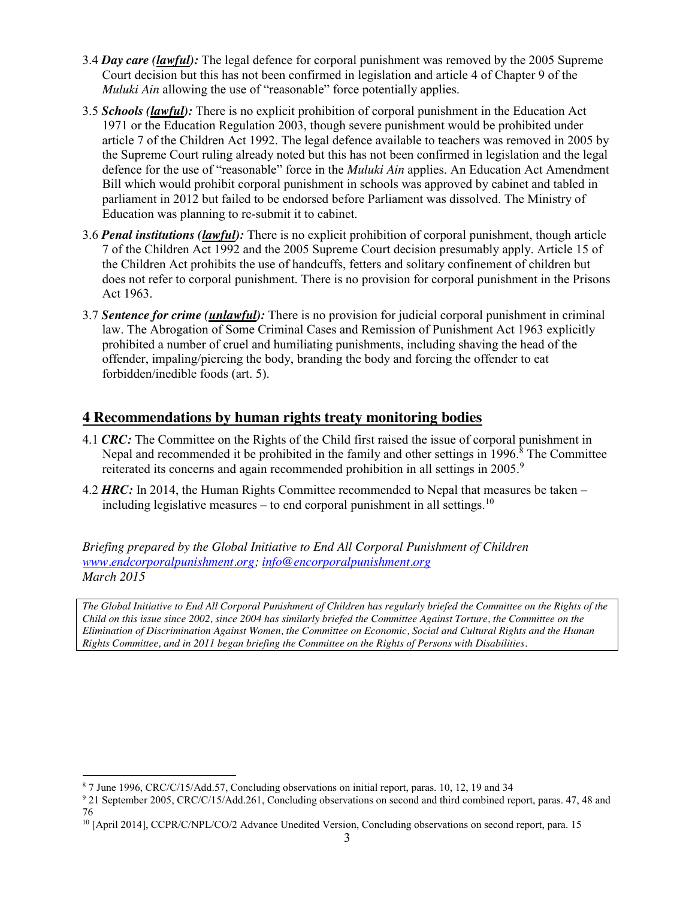3.4 ***Day care (lawful):*** The legal defence for corporal punishment was removed by the 2005 Supreme Court decision but this has not been confirmed in legislation and article 4 of Chapter 9 of the *Muluki Ain* allowing the use of "reasonable" force potentially applies.

3.5 ***Schools (lawful):*** There is no explicit prohibition of corporal punishment in the Education Act 1971 or the Education Regulation 2003, though severe punishment would be prohibited under article 7 of the Children Act 1992. The legal defence available to teachers was removed in 2005 by the Supreme Court ruling already noted but this has not been confirmed in legislation and the legal defence for the use of "reasonable" force in the *Muluki Ain* applies. An Education Act Amendment Bill which would prohibit corporal punishment in schools was approved by cabinet and tabled in parliament in 2012 but failed to be endorsed before Parliament was dissolved. The Ministry of Education was planning to re-submit it to cabinet.

3.6 ***Penal institutions (lawful):*** There is no explicit prohibition of corporal punishment, though article 7 of the Children Act 1992 and the 2005 Supreme Court decision presumably apply. Article 15 of the Children Act prohibits the use of handcuffs, fetters and solitary confinement of children but does not refer to corporal punishment. There is no provision for corporal punishment in the Prisons Act 1963.

3.7 ***Sentence for crime (unlawful):*** There is no provision for judicial corporal punishment in criminal law. The Abrogation of Some Criminal Cases and Remission of Punishment Act 1963 explicitly prohibited a number of cruel and humiliating punishments, including shaving the head of the offender, impaling/piercing the body, branding the body and forcing the offender to eat forbidden/inedible foods (art. 5).

## 4 Recommendations by human rights treaty monitoring bodies

4.1 ***CRC:*** The Committee on the Rights of the Child first raised the issue of corporal punishment in Nepal and recommended it be prohibited in the family and other settings in 1996.[8] The Committee reiterated its concerns and again recommended prohibition in all settings in 2005.[9]

4.2 ***HRC:*** In 2014, the Human Rights Committee recommended to Nepal that measures be taken – including legislative measures – to end corporal punishment in all settings.[10]

*Briefing prepared by the Global Initiative to End All Corporal Punishment of Children*
*www.endcorporalpunishment.org; info@encorporalpunishment.org*
*March 2015*

*The Global Initiative to End All Corporal Punishment of Children has regularly briefed the Committee on the Rights of the Child on this issue since 2002, since 2004 has similarly briefed the Committee Against Torture, the Committee on the Elimination of Discrimination Against Women, the Committee on Economic, Social and Cultural Rights and the Human Rights Committee, and in 2011 began briefing the Committee on the Rights of Persons with Disabilities.*

---

[8] 7 June 1996, CRC/C/15/Add.57, Concluding observations on initial report, paras. 10, 12, 19 and 34

[9] 21 September 2005, CRC/C/15/Add.261, Concluding observations on second and third combined report, paras. 47, 48 and 76

[10] [April 2014], CCPR/C/NPL/CO/2 Advance Unedited Version, Concluding observations on second report, para. 15